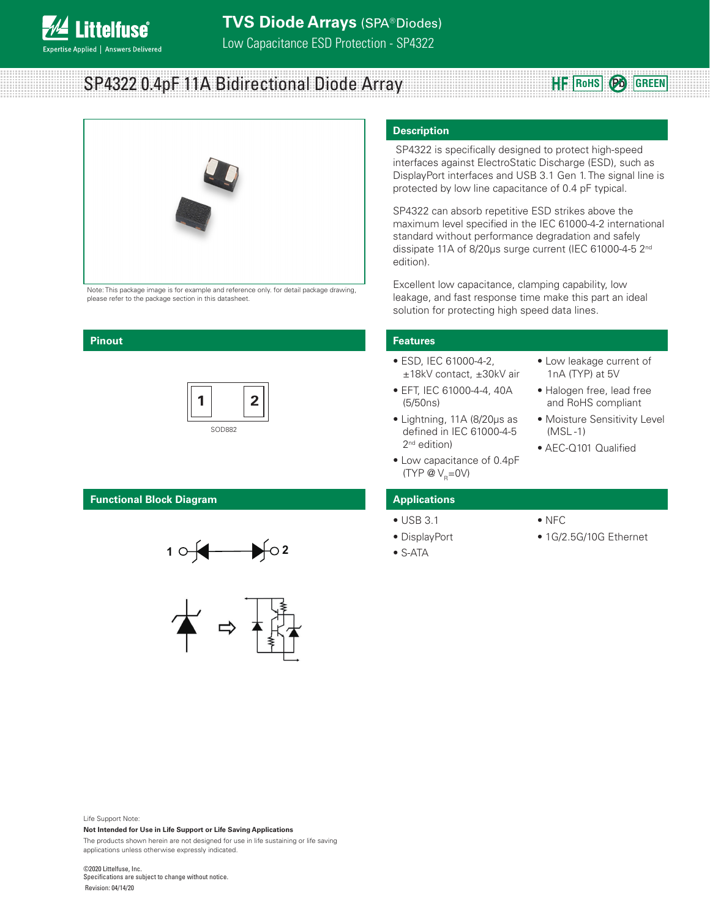# TVS Diode Arrays (SPA® Diodes)

Low Capacitance ESD Protection - SP4322

## SP4322 0.4pF 11A Bidirectional Diode Array

HF RoHS Pb GREEN

Note: This package image is for example and reference only. for detail package drawing, please refer to the package section in this datasheet.

## Description

SP4322 is specifically designed to protect high-speed interfaces against ElectroStatic Discharge (ESD), such as DisplayPort interfaces and USB 3.1 Gen 1. The signal line is protected by low line capacitance of 0.4 pF typical.

SP4322 can absorb repetitive ESD strikes above the maximum level specified in the IEC 61000-4-2 international standard without performance degradation and safely dissipate 11A of 8/20μs surge current (IEC 61000-4-5 2nd edition).

Excellent low capacitance, clamping capability, low leakage, and fast response time make this part an ideal solution for protecting high speed data lines.

## Pinout

1 2

SOD882

## Features

- ESD, IEC 61000-4-2, ±18kV contact, ±30kV air
- EFT, IEC 61000-4-4, 40A (5/50ns)
- Lightning, 11A (8/20μs as defined in IEC 61000-4-5 2nd edition)
- Low capacitance of 0.4pF (TYP @ $V_R$=0V)
- Low leakage current of 1nA (TYP) at 5V
- Halogen free, lead free and RoHS compliant
- Moisture Sensitivity Level (MSL -1)
- AEC-Q101 Qualified

## Functional Block Diagram

1 2

## Applications

- USB 3.1
- DisplayPort
- S-ATA
- NFC
- 1G/2.5G/10G Ethernet

Life Support Note:

**Not Intended for Use in Life Support or Life Saving Applications**

The products shown herein are not designed for use in life sustaining or life saving applications unless otherwise expressly indicated.

©2020 Littelfuse, Inc.
Specifications are subject to change without notice.
Revision: 04/14/20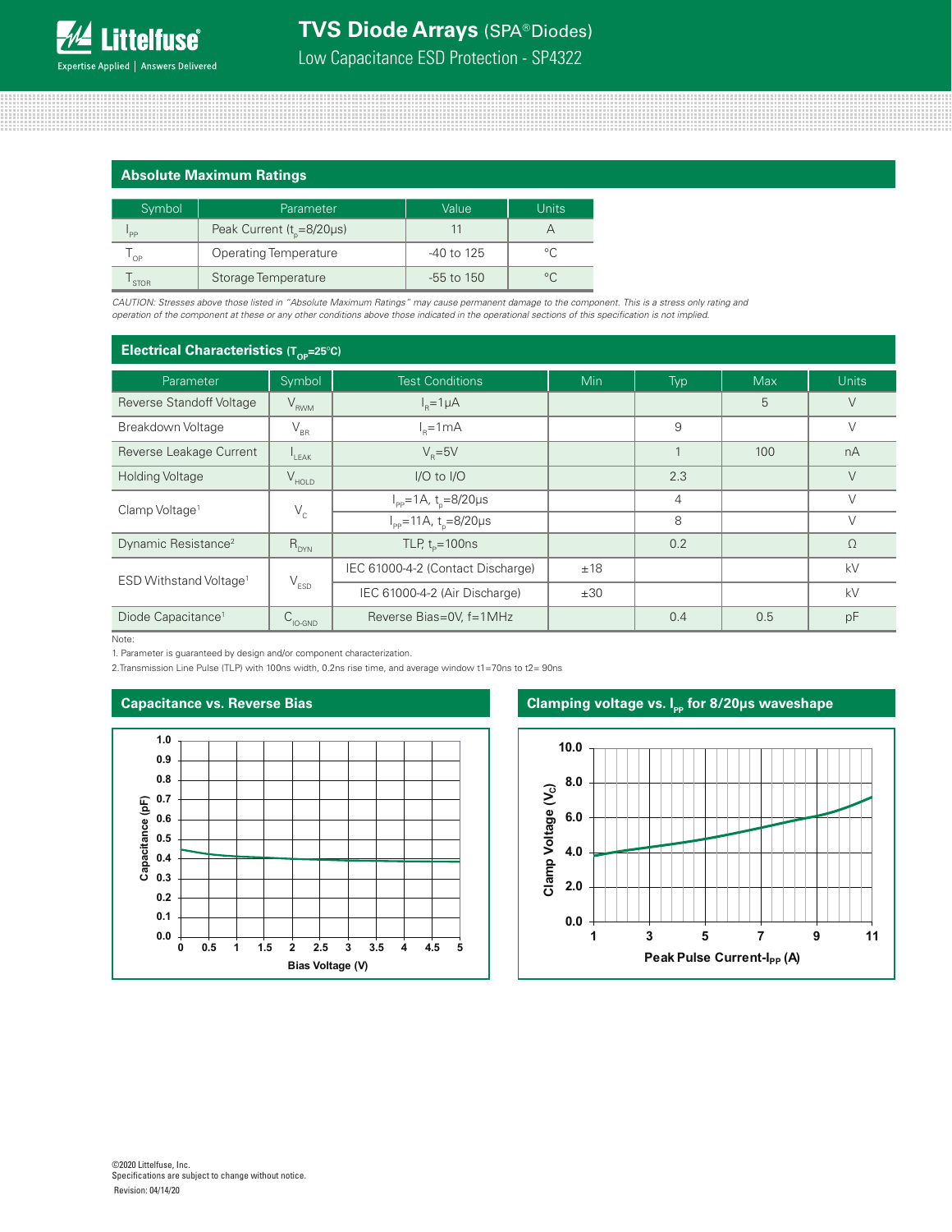## Absolute Maximum Ratings

| Symbol | Parameter | Value | Units |
|---|---|---|---|
| $I_{PP}$ | Peak Current ($t_p$=8/20μs) | 11 | A |
| $T_{OP}$ | Operating Temperature | -40 to 125 | °C |
| $T_{STOR}$ | Storage Temperature | -55 to 150 | °C |

*CAUTION: Stresses above those listed in "Absolute Maximum Ratings" may cause permanent damage to the component. This is a stress only rating and operation of the component at these or any other conditions above those indicated in the operational sections of this specification is not implied.*

## Electrical Characteristics ($T_{OP}$=25°C)

| Parameter | Symbol | Test Conditions | Min | Typ | Max | Units |
|---|---|---|---|---|---|---|
| Reverse Standoff Voltage | $V_{RWM}$ | $I_R$=1μA | | | 5 | V |
| Breakdown Voltage | $V_{BR}$ | $I_R$=1mA | | 9 | | V |
| Reverse Leakage Current | $I_{LEAK}$ | $V_R$=5V | | 1 | 100 | nA |
| Holding Voltage | $V_{HOLD}$ | I/O to I/O | | 2.3 | | V |
| Clamp Voltage[1] | $V_C$ | $I_{PP}$=1A, $t_p$=8/20μs | | 4 | | V |
| | | $I_{PP}$=11A, $t_p$=8/20μs | | 8 | | V |
| Dynamic Resistance[2] | $R_{DYN}$ | TLP, $t_p$=100ns | | 0.2 | | Ω |
| ESD Withstand Voltage[1] | $V_{ESD}$ | IEC 61000-4-2 (Contact Discharge) | ±18 | | | kV |
| | | IEC 61000-4-2 (Air Discharge) | ±30 | | | kV |
| Diode Capacitance[1] | $C_{IO\text{-}GND}$ | Reverse Bias=0V, f=1MHz | | 0.4 | 0.5 | pF |

Note:

1. Parameter is guaranteed by design and/or component characterization.
2. Transmission Line Pulse (TLP) with 100ns width, 0.2ns rise time, and average window t1=70ns to t2= 90ns

## Capacitance vs. Reverse Bias

## Clamping voltage vs. $I_{pp}$ for 8/20μs waveshape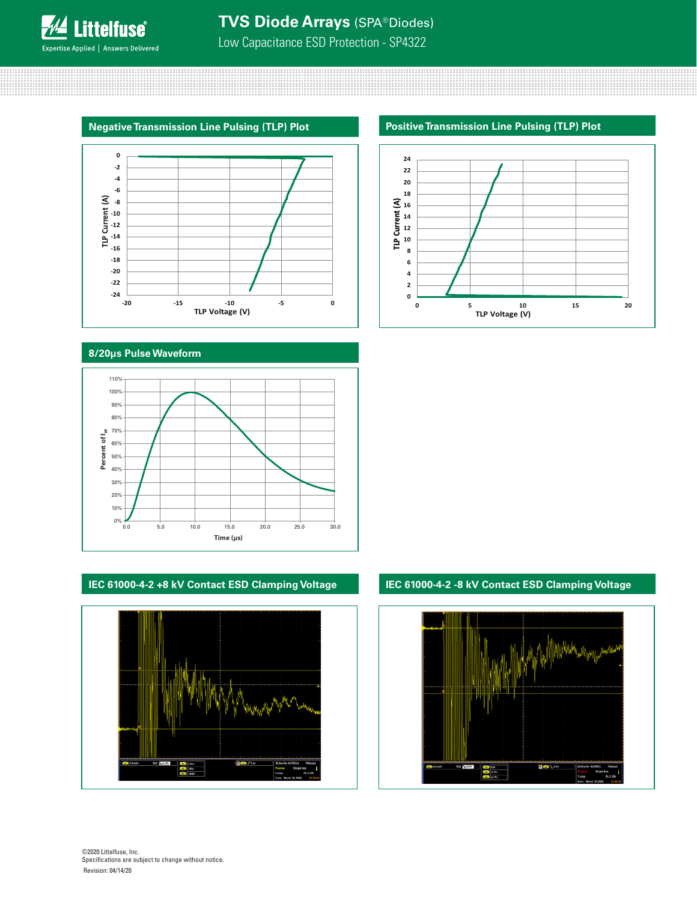## Negative Transmission Line Pulsing (TLP) Plot

TLP Current (A): 0, -2, -4, -6, -8, -10, -12, -14, -16, -18, -20, -22, -24

TLP Voltage (V): -20, -15, -10, -5, 0

## Positive Transmission Line Pulsing (TLP) Plot

TLP Current (A): 0, 2, 4, 6, 8, 10, 12, 14, 16, 18, 20, 22, 24

TLP Voltage (V): 0, 5, 10, 15, 20

## 8/20μs Pulse Waveform

Percent of $I_{PP}$: 0%, 10%, 20%, 30%, 40%, 50%, 60%, 70%, 80%, 90%, 100%, 110%

Time (μs): 0.0, 5.0, 10.0, 15.0, 20.0, 25.0, 30.0

## IEC 61000-4-2 +8 kV Contact ESD Clamping Voltage

## IEC 61000-4-2 -8 kV Contact ESD Clamping Voltage

©2020 Littelfuse, Inc.
Specifications are subject to change without notice.
Revision: 04/14/20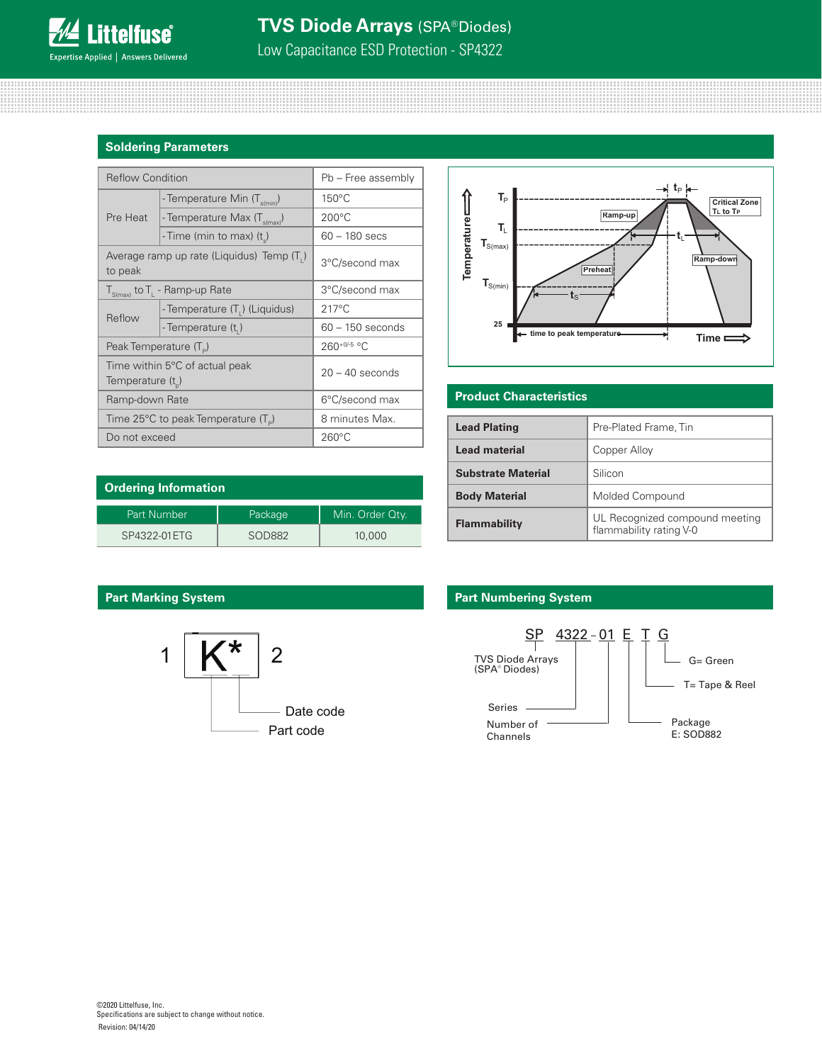## Soldering Parameters

| Reflow Condition | | Pb – Free assembly |
|---|---|---|
| Pre Heat | - Temperature Min ($T_{s(min)}$) | 150°C |
| | - Temperature Max ($T_{s(max)}$) | 200°C |
| | - Time (min to max) ($t_s$) | 60 – 180 secs |
| Average ramp up rate (Liquidus) Temp ($T_L$) to peak | | 3°C/second max |
| $T_{S(max)}$ to $T_L$ - Ramp-up Rate | | 3°C/second max |
| Reflow | - Temperature ($T_L$) (Liquidus) | 217°C |
| | - Temperature ($t_L$) | 60 – 150 seconds |
| Peak Temperature ($T_P$) | | $260^{+0/-5}$ °C |
| Time within 5°C of actual peak Temperature ($t_p$) | | 20 – 40 seconds |
| Ramp-down Rate | | 6°C/second max |
| Time 25°C to peak Temperature ($T_P$) | | 8 minutes Max. |
| Do not exceed | | 260°C |

## Product Characteristics

| | |
|---|---|
| **Lead Plating** | Pre-Plated Frame, Tin |
| **Lead material** | Copper Alloy |
| **Substrate Material** | Silicon |
| **Body Material** | Molded Compound |
| **Flammability** | UL Recognized compound meeting flammability rating V-0 |

## Ordering Information

| Part Number | Package | Min. Order Qty. |
|---|---|---|
| SP4322-01ETG | SOD882 | 10,000 |

## Part Marking System

1 K* 2

- Date code
- Part code

## Part Numbering System

SP 4322 - 01 E T G

- SP: TVS Diode Arrays (SPA® Diodes)
- 4322: Series
- 01: Number of Channels
- E: Package — E: SOD882
- T= Tape & Reel
- G= Green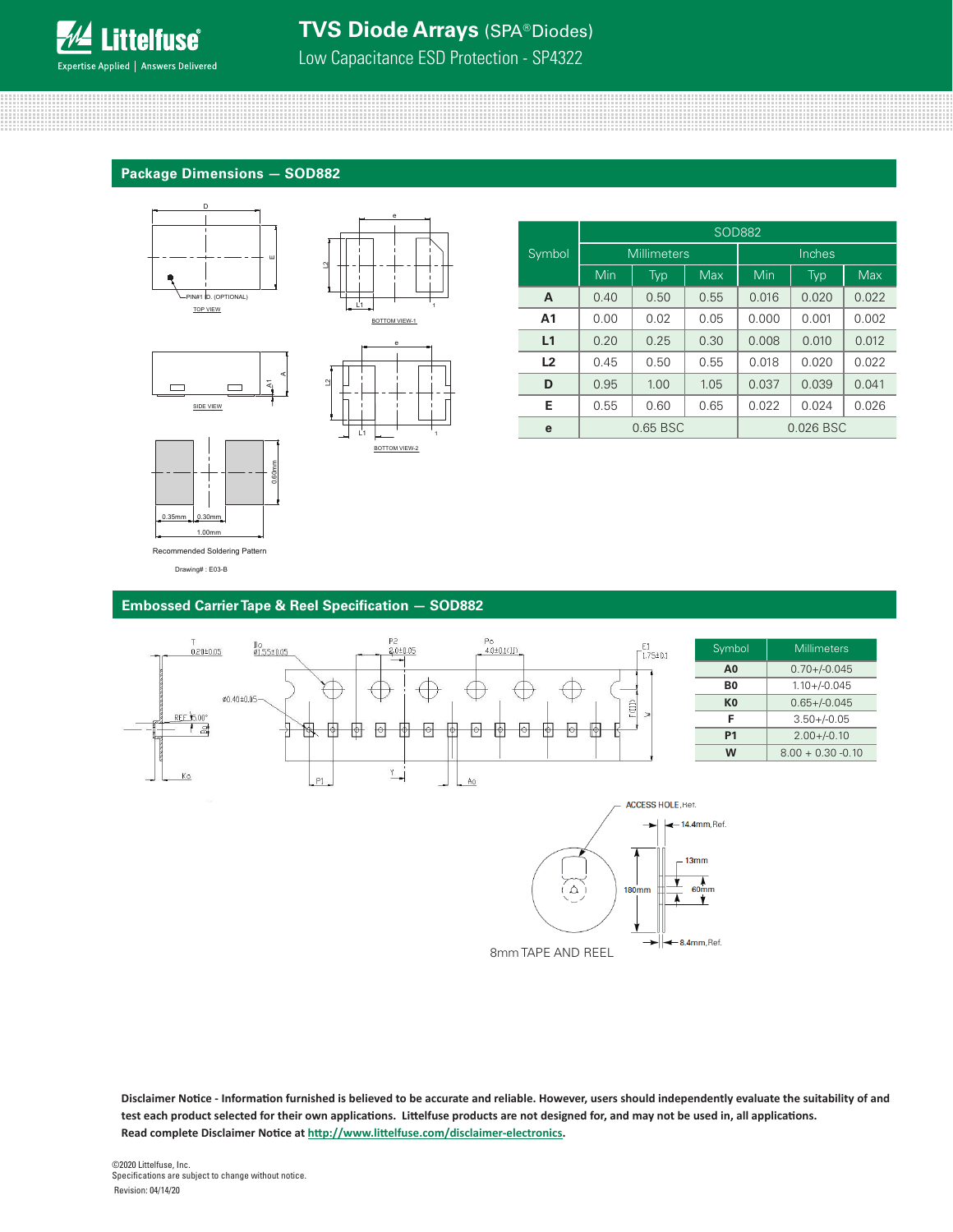## Package Dimensions — SOD882

D

E

PIN#1 ID. (OPTIONAL)

TOP VIEW

e

L2

L1

1

BOTTOM VIEW-1

A1

A

SIDE VIEW

e

L2

L1

1

BOTTOM VIEW-2

0.60mm

0.35mm

0.30mm

1.00mm

Recommended Soldering Pattern

Drawing# : E03-B

| Symbol | SOD882 | | | | | |
|---|---|---|---|---|---|---|
| | Millimeters | | | Inches | | |
| | Min | Typ | Max | Min | Typ | Max |
| **A** | 0.40 | 0.50 | 0.55 | 0.016 | 0.020 | 0.022 |
| **A1** | 0.00 | 0.02 | 0.05 | 0.000 | 0.001 | 0.002 |
| **L1** | 0.20 | 0.25 | 0.30 | 0.008 | 0.010 | 0.012 |
| **L2** | 0.45 | 0.50 | 0.55 | 0.018 | 0.020 | 0.022 |
| **D** | 0.95 | 1.00 | 1.05 | 0.037 | 0.039 | 0.041 |
| **E** | 0.55 | 0.60 | 0.65 | 0.022 | 0.024 | 0.026 |
| **e** | 0.65 BSC | | | 0.026 BSC | | |

## Embossed Carrier Tape & Reel Specification — SOD882

T 0.20±0.05

Do Ø1.55±0.05

P2 2.0±0.05

Po 4.0±0.1(II)

E1 1.75±0.1

Ø0.40±0.05

REF 5.00°

Bo

Ko

P1

Y

Ao

F(III)

W

| Symbol | Millimeters |
|---|---|
| **A0** | 0.70+/-0.045 |
| **B0** | 1.10+/-0.045 |
| **K0** | 0.65+/-0.045 |
| **F** | 3.50+/-0.05 |
| **P1** | 2.00+/-0.10 |
| **W** | 8.00 + 0.30 -0.10 |

ACCESS HOLE, Ref.

14.4mm, Ref.

13mm

180mm

60mm

8.4mm, Ref.

8mm TAPE AND REEL

**Disclaimer Notice - Information furnished is believed to be accurate and reliable. However, users should independently evaluate the suitability of and test each product selected for their own applications. Littelfuse products are not designed for, and may not be used in, all applications. Read complete Disclaimer Notice at http://www.littelfuse.com/disclaimer-electronics.**

©2020 Littelfuse, Inc.
Specifications are subject to change without notice.
Revision: 04/14/20